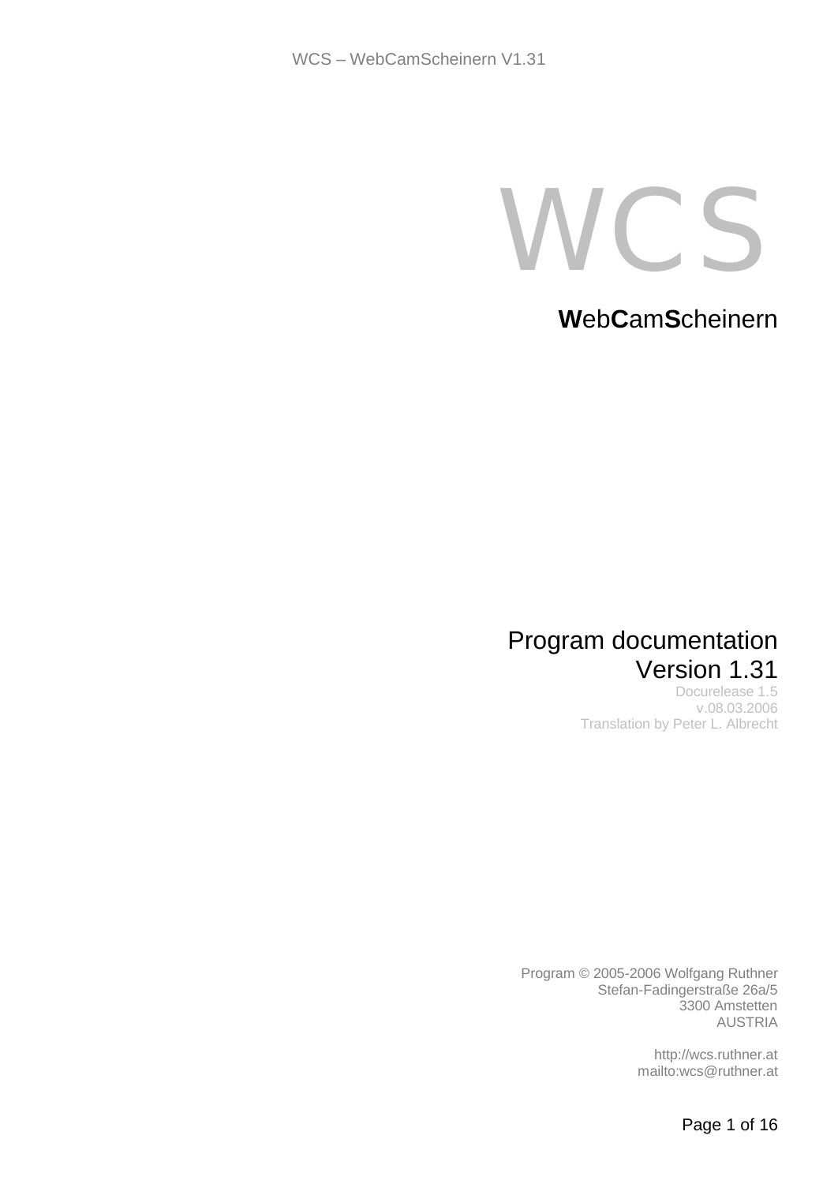# WCS

## **W**eb**C**am**S**cheinern

Program documentation
Version 1.31

Docurelease 1.5
v.08.03.2006
Translation by Peter L. Albrecht

Program © 2005-2006 Wolfgang Ruthner
Stefan-Fadingerstraße 26a/5
3300 Amstetten
AUSTRIA

http://wcs.ruthner.at
mailto:wcs@ruthner.at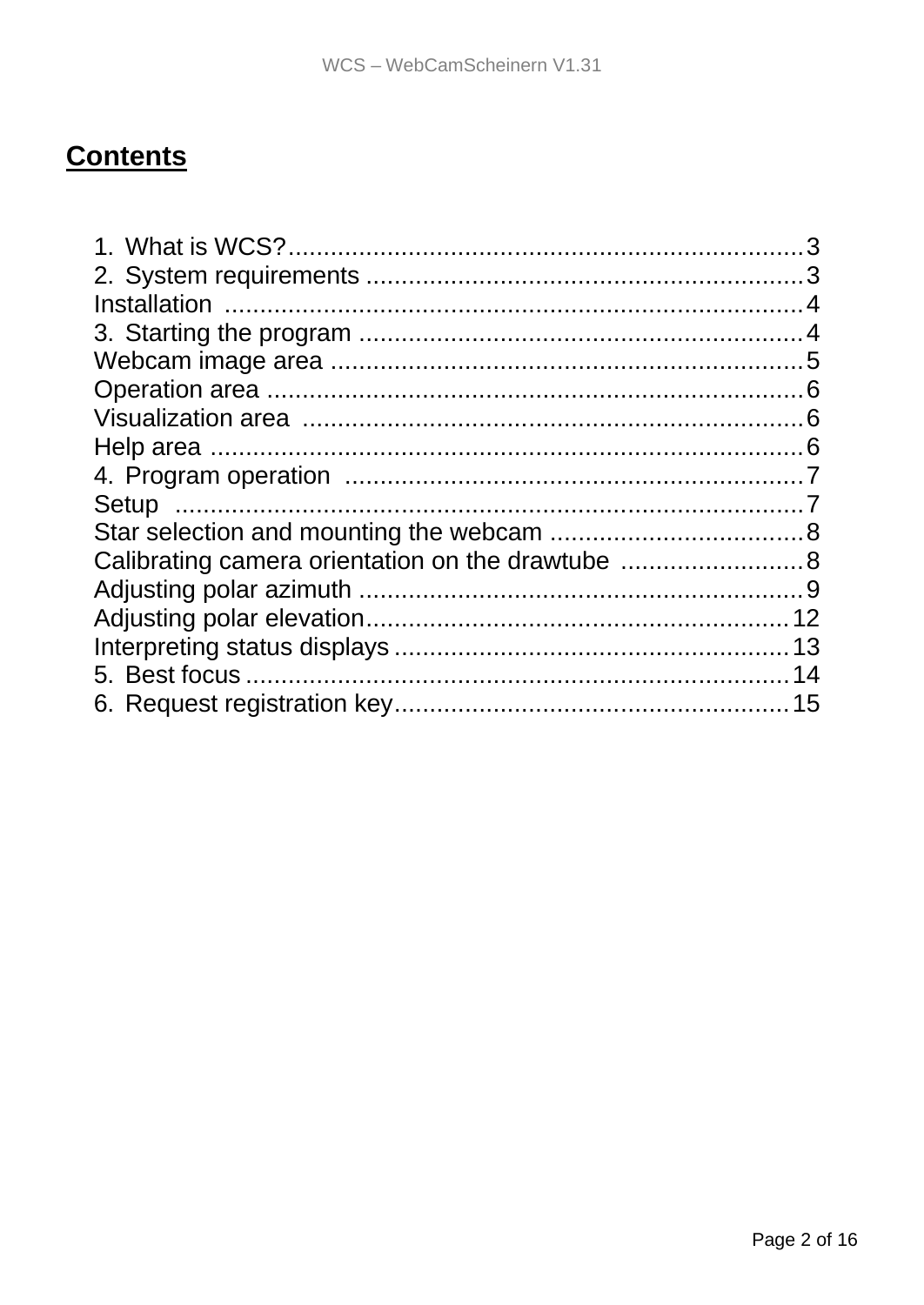## Contents

1. What is WCS? ........................................................................ 3
2. System requirements ............................................................ 3

Installation ................................................................................. 4

3. Starting the program ............................................................. 4

Webcam image area .................................................................. 5
Operation area ........................................................................... 6
Visualization area ...................................................................... 6
Help area .................................................................................... 6

4. Program operation ................................................................ 7

Setup .......................................................................................... 7
Star selection and mounting the webcam .................................... 8
Calibrating camera orientation on the drawtube .......................... 8
Adjusting polar azimuth ............................................................... 9
Adjusting polar elevation ............................................................ 12
Interpreting status displays ......................................................... 13

5. Best focus ............................................................................. 14
6. Request registration key ........................................................ 15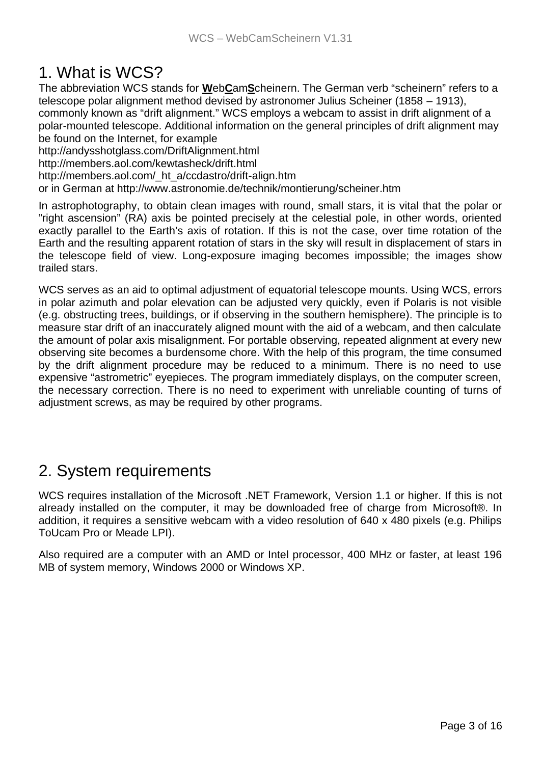# 1. What is WCS?

The abbreviation WCS stands for **W**eb**C**am**S**cheinern. The German verb "scheinern" refers to a telescope polar alignment method devised by astronomer Julius Scheiner (1858 – 1913), commonly known as "drift alignment." WCS employs a webcam to assist in drift alignment of a polar-mounted telescope. Additional information on the general principles of drift alignment may be found on the Internet, for example

http://andysshotglass.com/DriftAlignment.html

http://members.aol.com/kewtasheck/drift.html

http://members.aol.com/_ht_a/ccdastro/drift-align.htm

or in German at http://www.astronomie.de/technik/montierung/scheiner.htm

In astrophotography, to obtain clean images with round, small stars, it is vital that the polar or "right ascension" (RA) axis be pointed precisely at the celestial pole, in other words, oriented exactly parallel to the Earth's axis of rotation. If this is not the case, over time rotation of the Earth and the resulting apparent rotation of stars in the sky will result in displacement of stars in the telescope field of view. Long-exposure imaging becomes impossible; the images show trailed stars.

WCS serves as an aid to optimal adjustment of equatorial telescope mounts. Using WCS, errors in polar azimuth and polar elevation can be adjusted very quickly, even if Polaris is not visible (e.g. obstructing trees, buildings, or if observing in the southern hemisphere). The principle is to measure star drift of an inaccurately aligned mount with the aid of a webcam, and then calculate the amount of polar axis misalignment. For portable observing, repeated alignment at every new observing site becomes a burdensome chore. With the help of this program, the time consumed by the drift alignment procedure may be reduced to a minimum. There is no need to use expensive "astrometric" eyepieces. The program immediately displays, on the computer screen, the necessary correction. There is no need to experiment with unreliable counting of turns of adjustment screws, as may be required by other programs.

# 2. System requirements

WCS requires installation of the Microsoft .NET Framework, Version 1.1 or higher. If this is not already installed on the computer, it may be downloaded free of charge from Microsoft®. In addition, it requires a sensitive webcam with a video resolution of 640 x 480 pixels (e.g. Philips ToUcam Pro or Meade LPI).

Also required are a computer with an AMD or Intel processor, 400 MHz or faster, at least 196 MB of system memory, Windows 2000 or Windows XP.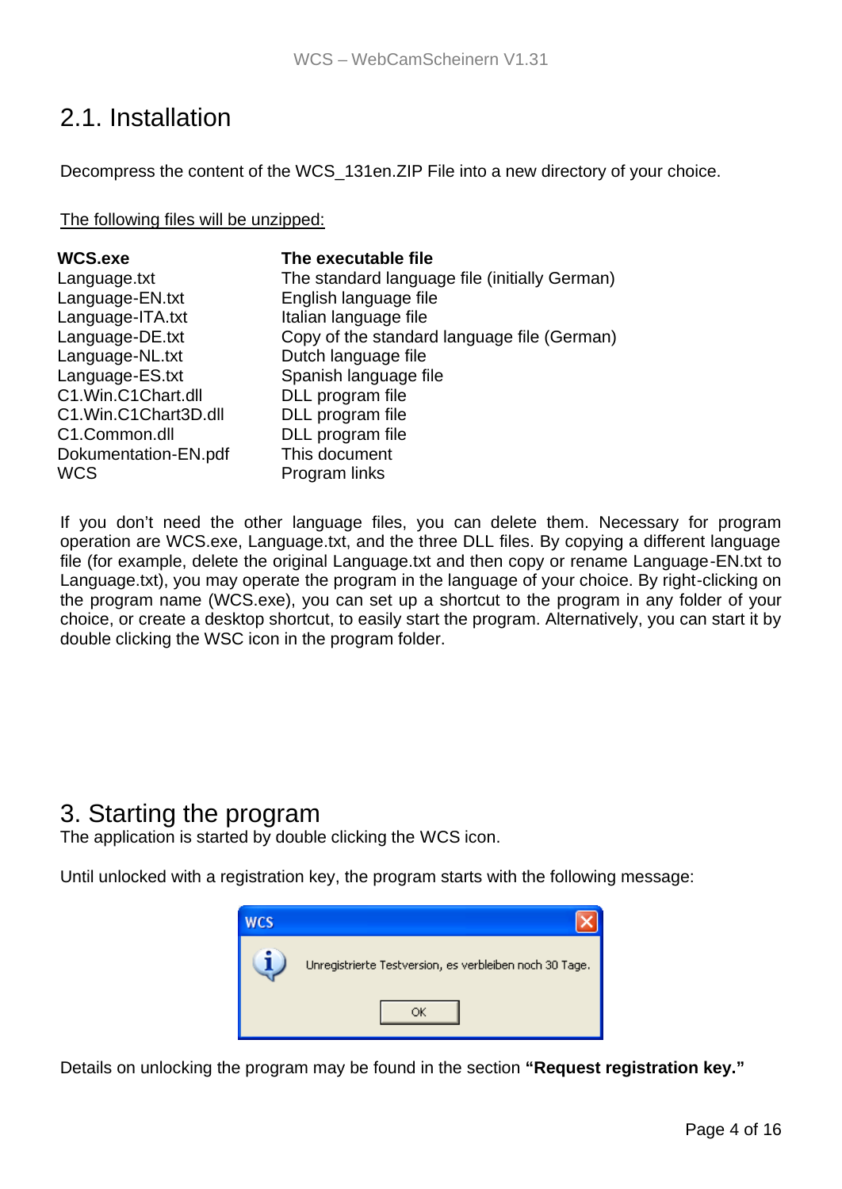## 2.1. Installation

Decompress the content of the WCS_131en.ZIP File into a new directory of your choice.

The following files will be unzipped:

| **WCS.exe** | **The executable file** |
|---|---|
| Language.txt | The standard language file (initially German) |
| Language-EN.txt | English language file |
| Language-ITA.txt | Italian language file |
| Language-DE.txt | Copy of the standard language file (German) |
| Language-NL.txt | Dutch language file |
| Language-ES.txt | Spanish language file |
| C1.Win.C1Chart.dll | DLL program file |
| C1.Win.C1Chart3D.dll | DLL program file |
| C1.Common.dll | DLL program file |
| Dokumentation-EN.pdf | This document |
| WCS | Program links |

If you don't need the other language files, you can delete them. Necessary for program operation are WCS.exe, Language.txt, and the three DLL files. By copying a different language file (for example, delete the original Language.txt and then copy or rename Language-EN.txt to Language.txt), you may operate the program in the language of your choice. By right-clicking on the program name (WCS.exe), you can set up a shortcut to the program in any folder of your choice, or create a desktop shortcut, to easily start the program. Alternatively, you can start it by double clicking the WSC icon in the program folder.

# 3. Starting the program

The application is started by double clicking the WCS icon.

Until unlocked with a registration key, the program starts with the following message:

WCS

Unregistrierte Testversion, es verbleiben noch 30 Tage.

OK

Details on unlocking the program may be found in the section **"Request registration key."**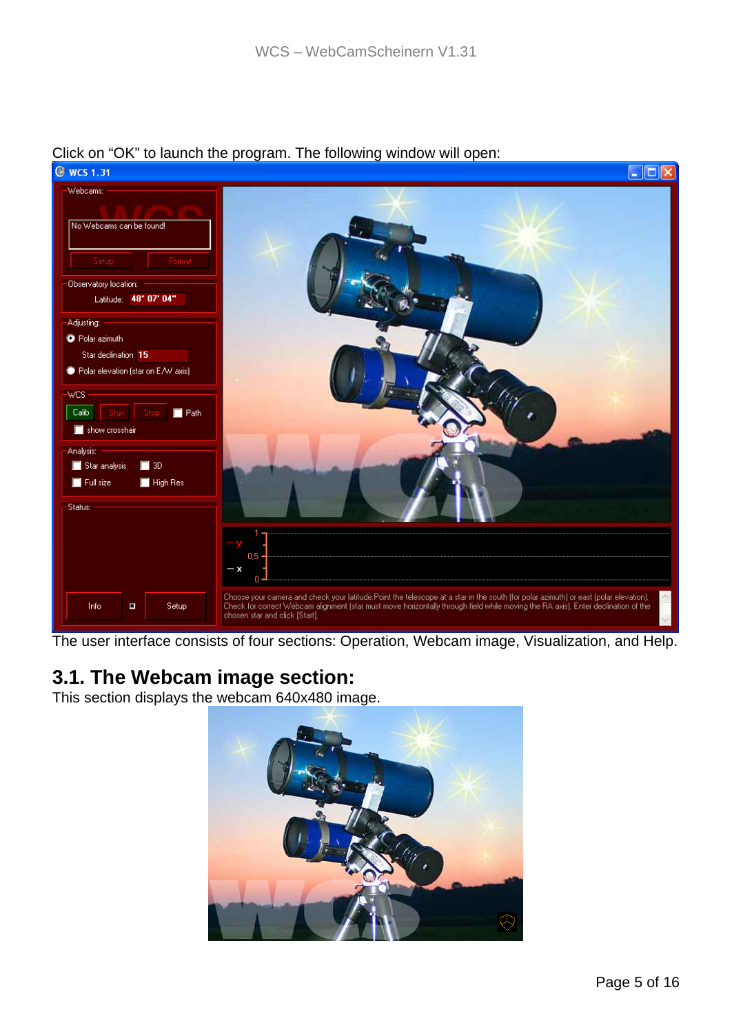Click on "OK" to launch the program. The following window will open:

The user interface consists of four sections: Operation, Webcam image, Visualization, and Help.

## 3.1. The Webcam image section:

This section displays the webcam 640x480 image.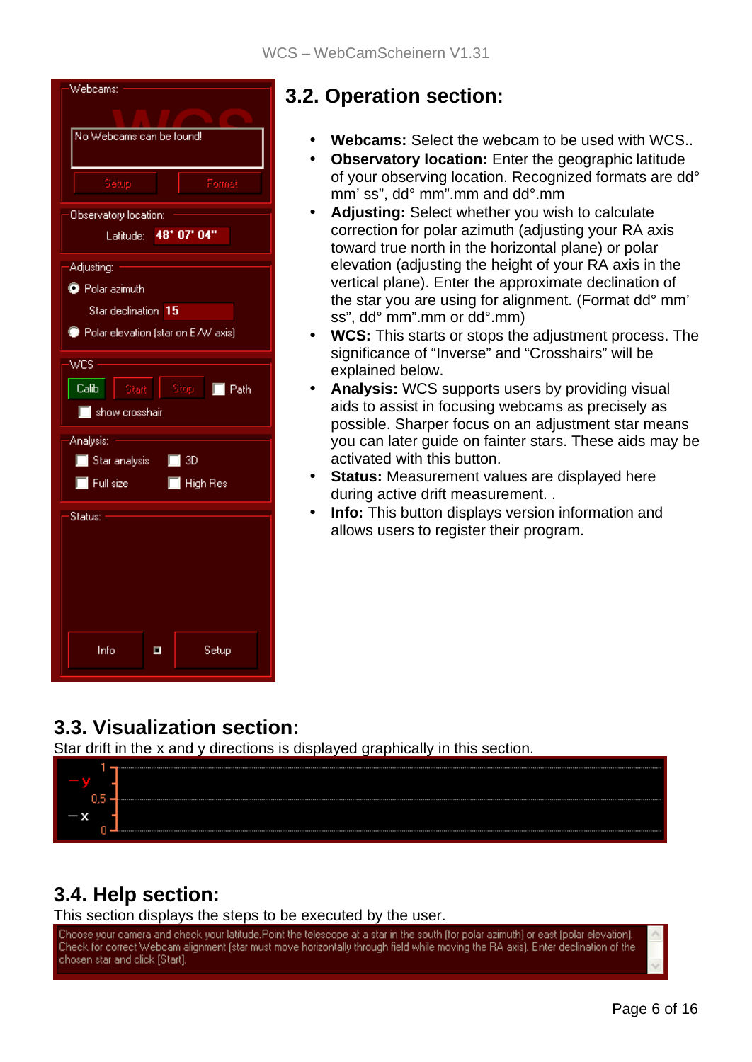## 3.2. Operation section:

- **Webcams:** Select the webcam to be used with WCS..
- **Observatory location:** Enter the geographic latitude of your observing location. Recognized formats are dd° mm' ss", dd° mm".mm and dd°.mm
- **Adjusting:** Select whether you wish to calculate correction for polar azimuth (adjusting your RA axis toward true north in the horizontal plane) or polar elevation (adjusting the height of your RA axis in the vertical plane). Enter the approximate declination of the star you are using for alignment. (Format dd° mm' ss", dd° mm".mm or dd°.mm)
- **WCS:** This starts or stops the adjustment process. The significance of "Inverse" and "Crosshairs" will be explained below.
- **Analysis:** WCS supports users by providing visual aids to assist in focusing webcams as precisely as possible. Sharper focus on an adjustment star means you can later guide on fainter stars. These aids may be activated with this button.
- **Status:** Measurement values are displayed here during active drift measurement. .
- **Info:** This button displays version information and allows users to register their program.

## 3.3. Visualization section:

Star drift in the x and y directions is displayed graphically in this section.

## 3.4. Help section:

This section displays the steps to be executed by the user.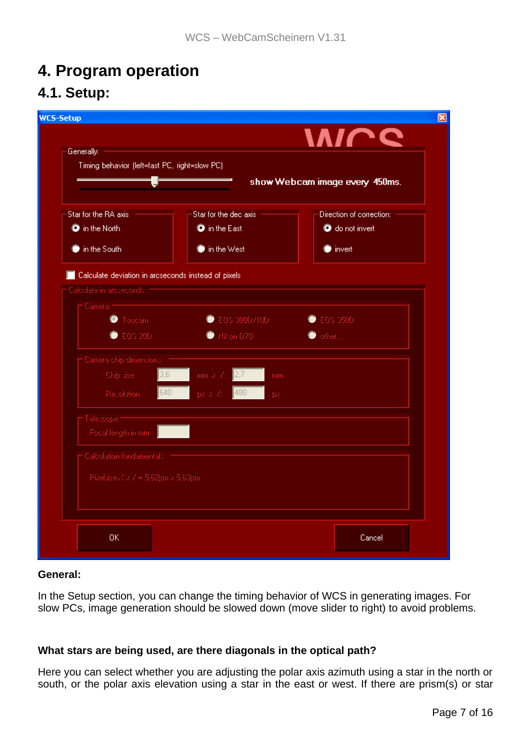# 4. Program operation

## 4.1. Setup:

**General:**

In the Setup section, you can change the timing behavior of WCS in generating images. For slow PCs, image generation should be slowed down (move slider to right) to avoid problems.

**What stars are being used, are there diagonals in the optical path?**

Here you can select whether you are adjusting the polar axis azimuth using a star in the north or south, or the polar axis elevation using a star in the east or west. If there are prism(s) or star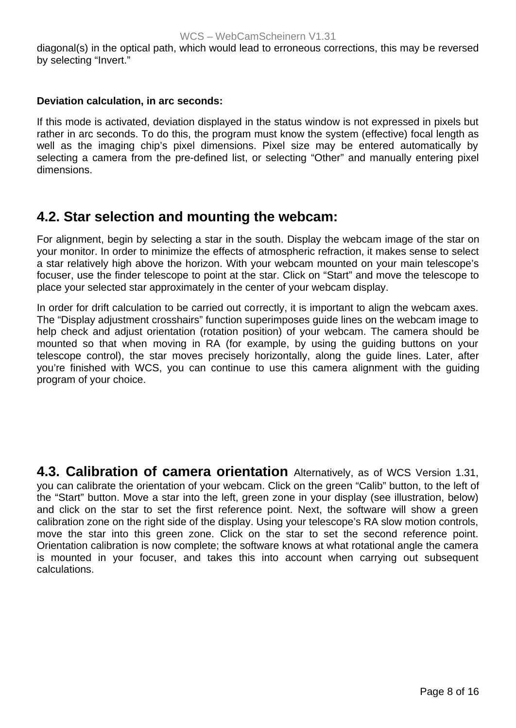diagonal(s) in the optical path, which would lead to erroneous corrections, this may be reversed by selecting “Invert.”

**Deviation calculation, in arc seconds:**

If this mode is activated, deviation displayed in the status window is not expressed in pixels but rather in arc seconds. To do this, the program must know the system (effective) focal length as well as the imaging chip’s pixel dimensions. Pixel size may be entered automatically by selecting a camera from the pre-defined list, or selecting “Other” and manually entering pixel dimensions.

## 4.2. Star selection and mounting the webcam:

For alignment, begin by selecting a star in the south. Display the webcam image of the star on your monitor. In order to minimize the effects of atmospheric refraction, it makes sense to select a star relatively high above the horizon. With your webcam mounted on your main telescope’s focuser, use the finder telescope to point at the star. Click on “Start” and move the telescope to place your selected star approximately in the center of your webcam display.

In order for drift calculation to be carried out correctly, it is important to align the webcam axes. The “Display adjustment crosshairs” function superimposes guide lines on the webcam image to help check and adjust orientation (rotation position) of your webcam. The camera should be mounted so that when moving in RA (for example, by using the guiding buttons on your telescope control), the star moves precisely horizontally, along the guide lines. Later, after you’re finished with WCS, you can continue to use this camera alignment with the guiding program of your choice.

## 4.3. Calibration of camera orientation

Alternatively, as of WCS Version 1.31, you can calibrate the orientation of your webcam. Click on the green “Calib” button, to the left of the “Start” button. Move a star into the left, green zone in your display (see illustration, below) and click on the star to set the first reference point. Next, the software will show a green calibration zone on the right side of the display. Using your telescope’s RA slow motion controls, move the star into this green zone. Click on the star to set the second reference point. Orientation calibration is now complete; the software knows at what rotational angle the camera is mounted in your focuser, and takes this into account when carrying out subsequent calculations.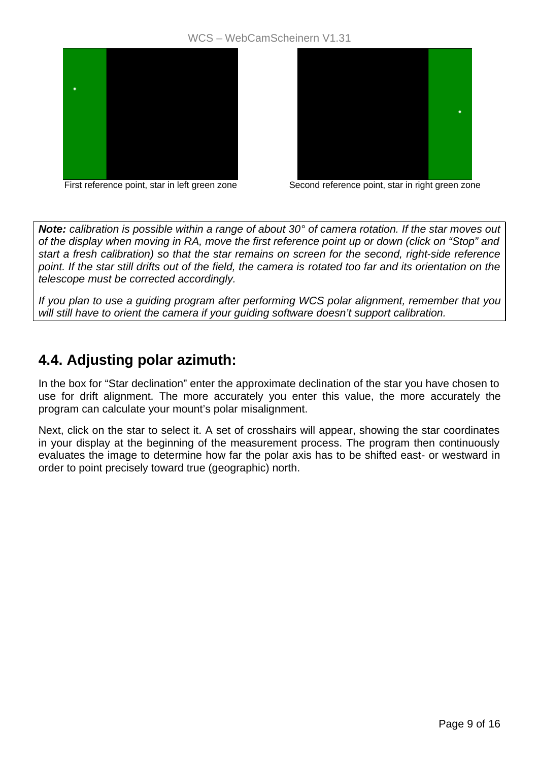First reference point, star in left green zone

Second reference point, star in right green zone

> ***Note:*** *calibration is possible within a range of about 30° of camera rotation. If the star moves out of the display when moving in RA, move the first reference point up or down (click on "Stop" and start a fresh calibration) so that the star remains on screen for the second, right-side reference point. If the star still drifts out of the field, the camera is rotated too far and its orientation on the telescope must be corrected accordingly.*
>
> *If you plan to use a guiding program after performing WCS polar alignment, remember that you will still have to orient the camera if your guiding software doesn't support calibration.*

## 4.4. Adjusting polar azimuth:

In the box for "Star declination" enter the approximate declination of the star you have chosen to use for drift alignment. The more accurately you enter this value, the more accurately the program can calculate your mount's polar misalignment.

Next, click on the star to select it. A set of crosshairs will appear, showing the star coordinates in your display at the beginning of the measurement process. The program then continuously evaluates the image to determine how far the polar axis has to be shifted east- or westward in order to point precisely toward true (geographic) north.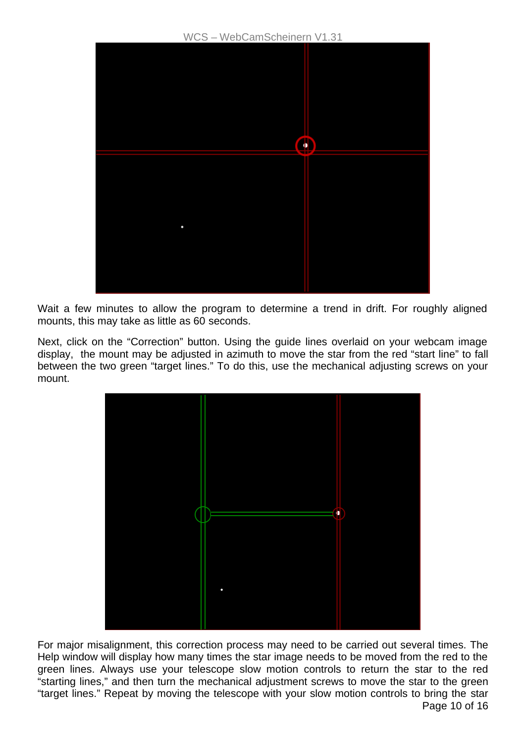Wait a few minutes to allow the program to determine a trend in drift. For roughly aligned mounts, this may take as little as 60 seconds.

Next, click on the “Correction” button. Using the guide lines overlaid on your webcam image display, the mount may be adjusted in azimuth to move the star from the red “start line” to fall between the two green “target lines.” To do this, use the mechanical adjusting screws on your mount.

For major misalignment, this correction process may need to be carried out several times. The Help window will display how many times the star image needs to be moved from the red to the green lines. Always use your telescope slow motion controls to return the star to the red “starting lines,” and then turn the mechanical adjustment screws to move the star to the green “target lines.” Repeat by moving the telescope with your slow motion controls to bring the star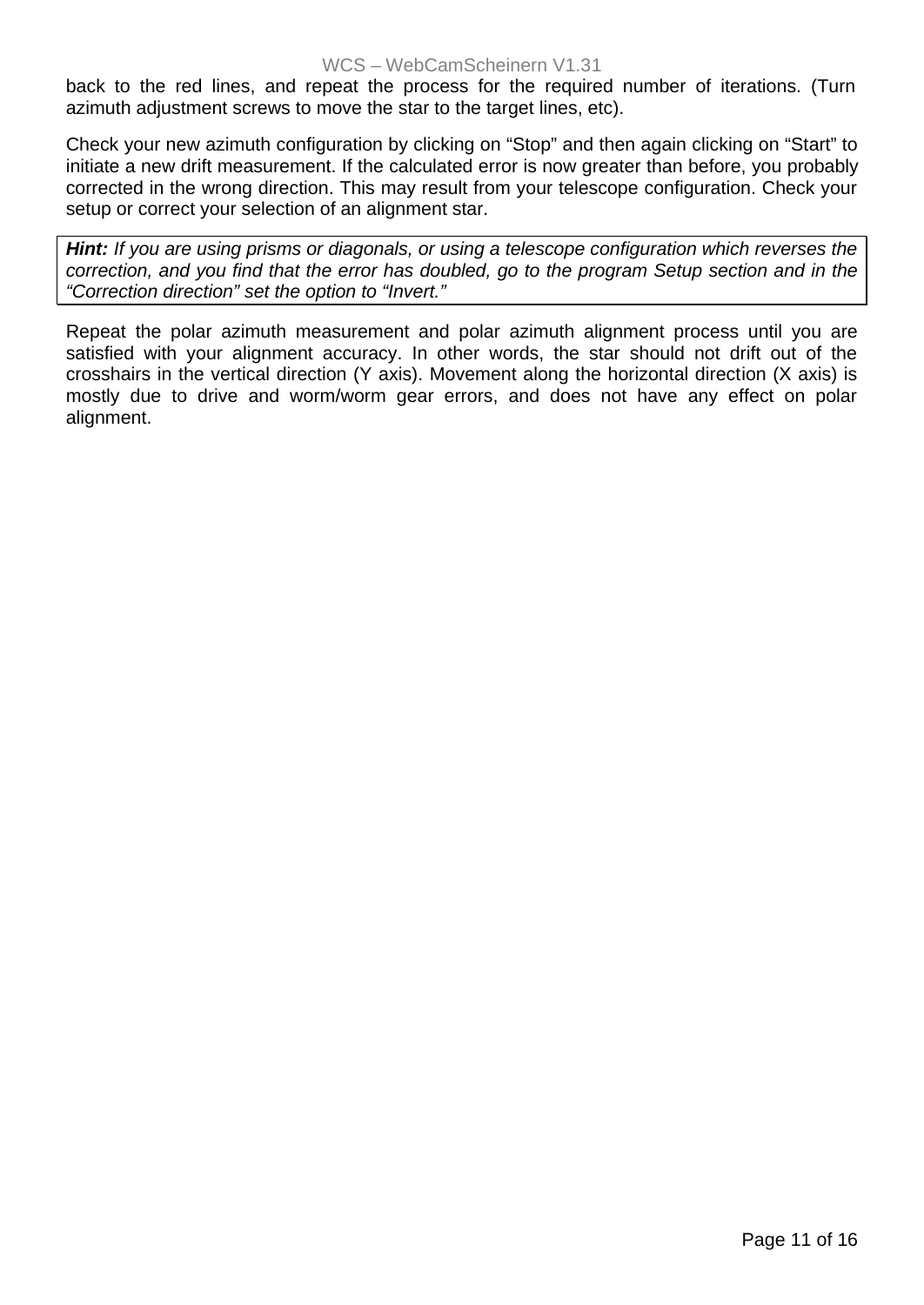back to the red lines, and repeat the process for the required number of iterations. (Turn azimuth adjustment screws to move the star to the target lines, etc).

Check your new azimuth configuration by clicking on “Stop” and then again clicking on “Start” to initiate a new drift measurement. If the calculated error is now greater than before, you probably corrected in the wrong direction. This may result from your telescope configuration. Check your setup or correct your selection of an alignment star.

> ***Hint:*** *If you are using prisms or diagonals, or using a telescope configuration which reverses the correction, and you find that the error has doubled, go to the program Setup section and in the “Correction direction” set the option to “Invert.”*

Repeat the polar azimuth measurement and polar azimuth alignment process until you are satisfied with your alignment accuracy. In other words, the star should not drift out of the crosshairs in the vertical direction (Y axis). Movement along the horizontal direction (X axis) is mostly due to drive and worm/worm gear errors, and does not have any effect on polar alignment.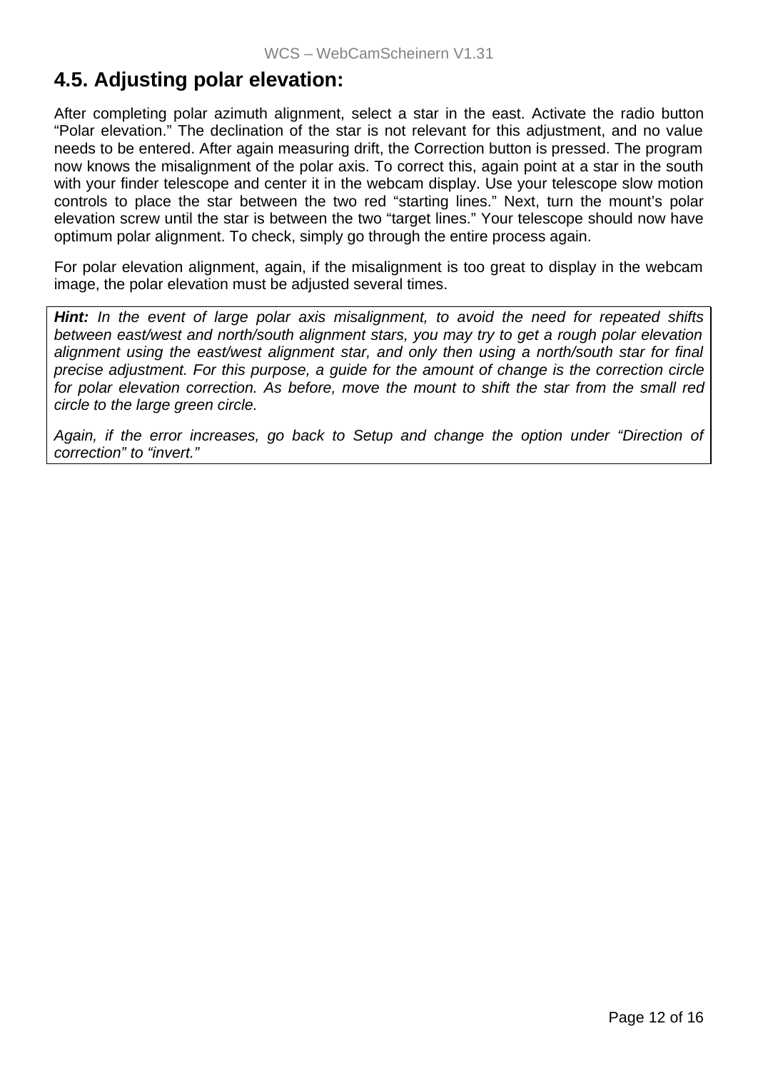## 4.5. Adjusting polar elevation:

After completing polar azimuth alignment, select a star in the east. Activate the radio button "Polar elevation." The declination of the star is not relevant for this adjustment, and no value needs to be entered. After again measuring drift, the Correction button is pressed. The program now knows the misalignment of the polar axis. To correct this, again point at a star in the south with your finder telescope and center it in the webcam display. Use your telescope slow motion controls to place the star between the two red "starting lines." Next, turn the mount's polar elevation screw until the star is between the two "target lines." Your telescope should now have optimum polar alignment. To check, simply go through the entire process again.

For polar elevation alignment, again, if the misalignment is too great to display in the webcam image, the polar elevation must be adjusted several times.

***Hint:*** *In the event of large polar axis misalignment, to avoid the need for repeated shifts between east/west and north/south alignment stars, you may try to get a rough polar elevation alignment using the east/west alignment star, and only then using a north/south star for final precise adjustment. For this purpose, a guide for the amount of change is the correction circle for polar elevation correction. As before, move the mount to shift the star from the small red circle to the large green circle.*

*Again, if the error increases, go back to Setup and change the option under "Direction of correction" to "invert."*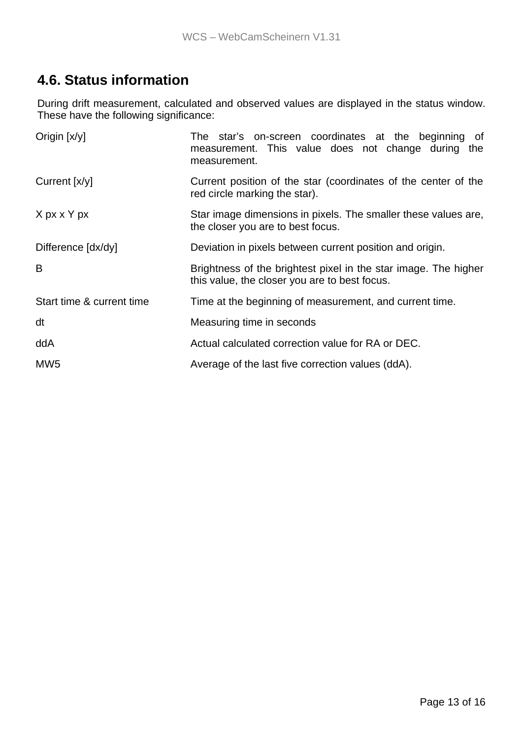## 4.6. Status information

During drift measurement, calculated and observed values are displayed in the status window. These have the following significance:

| | |
|---|---|
| Origin [x/y] | The star's on-screen coordinates at the beginning of measurement. This value does not change during the measurement. |
| Current [x/y] | Current position of the star (coordinates of the center of the red circle marking the star). |
| X px x Y px | Star image dimensions in pixels. The smaller these values are, the closer you are to best focus. |
| Difference [dx/dy] | Deviation in pixels between current position and origin. |
| B | Brightness of the brightest pixel in the star image. The higher this value, the closer you are to best focus. |
| Start time & current time | Time at the beginning of measurement, and current time. |
| dt | Measuring time in seconds |
| ddA | Actual calculated correction value for RA or DEC. |
| MW5 | Average of the last five correction values (ddA). |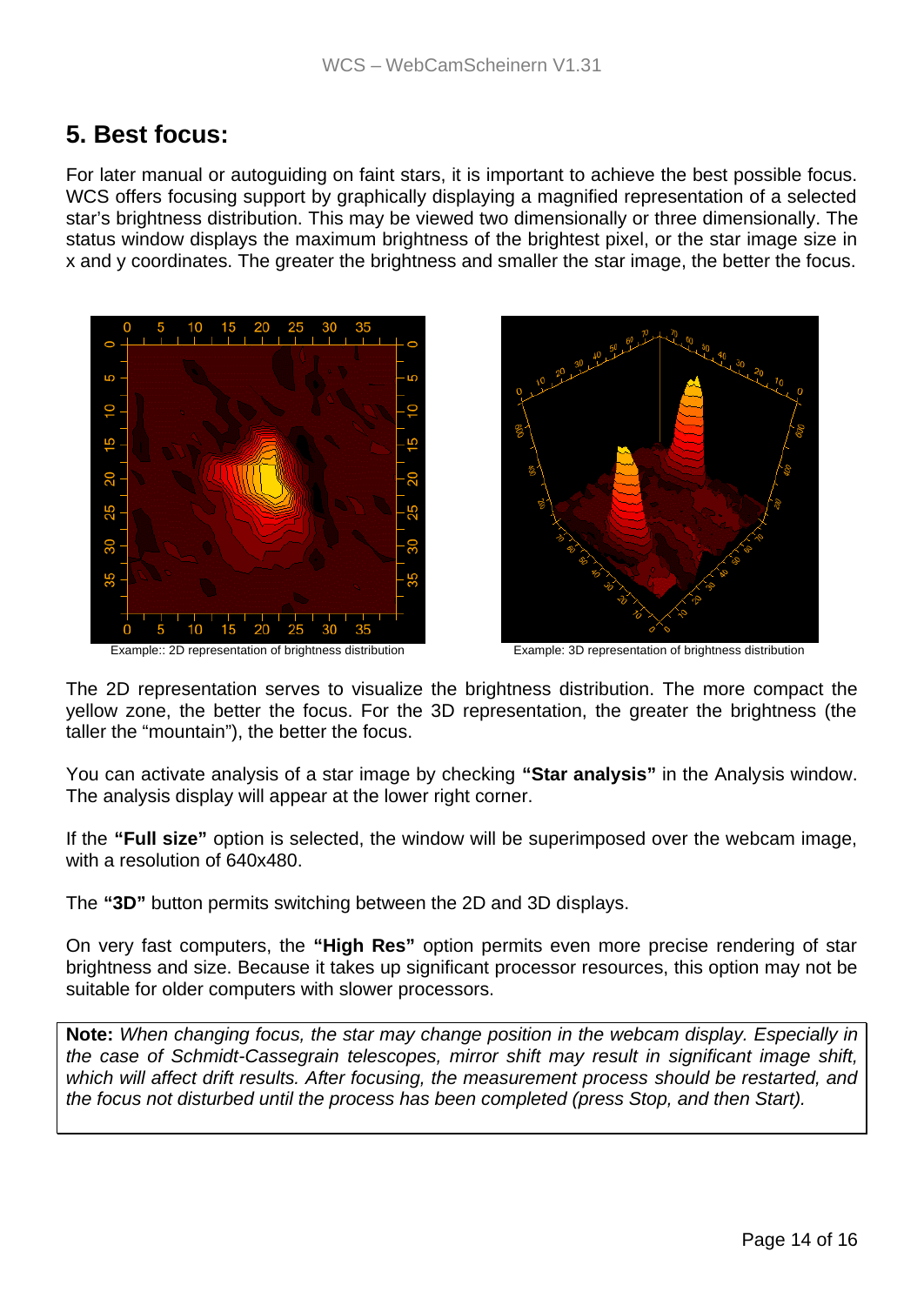# 5. Best focus:

For later manual or autoguiding on faint stars, it is important to achieve the best possible focus. WCS offers focusing support by graphically displaying a magnified representation of a selected star's brightness distribution. This may be viewed two dimensionally or three dimensionally. The status window displays the maximum brightness of the brightest pixel, or the star image size in x and y coordinates. The greater the brightness and smaller the star image, the better the focus.

Example:: 2D representation of brightness distribution

Example: 3D representation of brightness distribution

The 2D representation serves to visualize the brightness distribution. The more compact the yellow zone, the better the focus. For the 3D representation, the greater the brightness (the taller the "mountain"), the better the focus.

You can activate analysis of a star image by checking **"Star analysis"** in the Analysis window. The analysis display will appear at the lower right corner.

If the **"Full size"** option is selected, the window will be superimposed over the webcam image, with a resolution of 640x480.

The **"3D"** button permits switching between the 2D and 3D displays.

On very fast computers, the **"High Res"** option permits even more precise rendering of star brightness and size. Because it takes up significant processor resources, this option may not be suitable for older computers with slower processors.

**Note:** *When changing focus, the star may change position in the webcam display. Especially in the case of Schmidt-Cassegrain telescopes, mirror shift may result in significant image shift, which will affect drift results. After focusing, the measurement process should be restarted, and the focus not disturbed until the process has been completed (press Stop, and then Start).*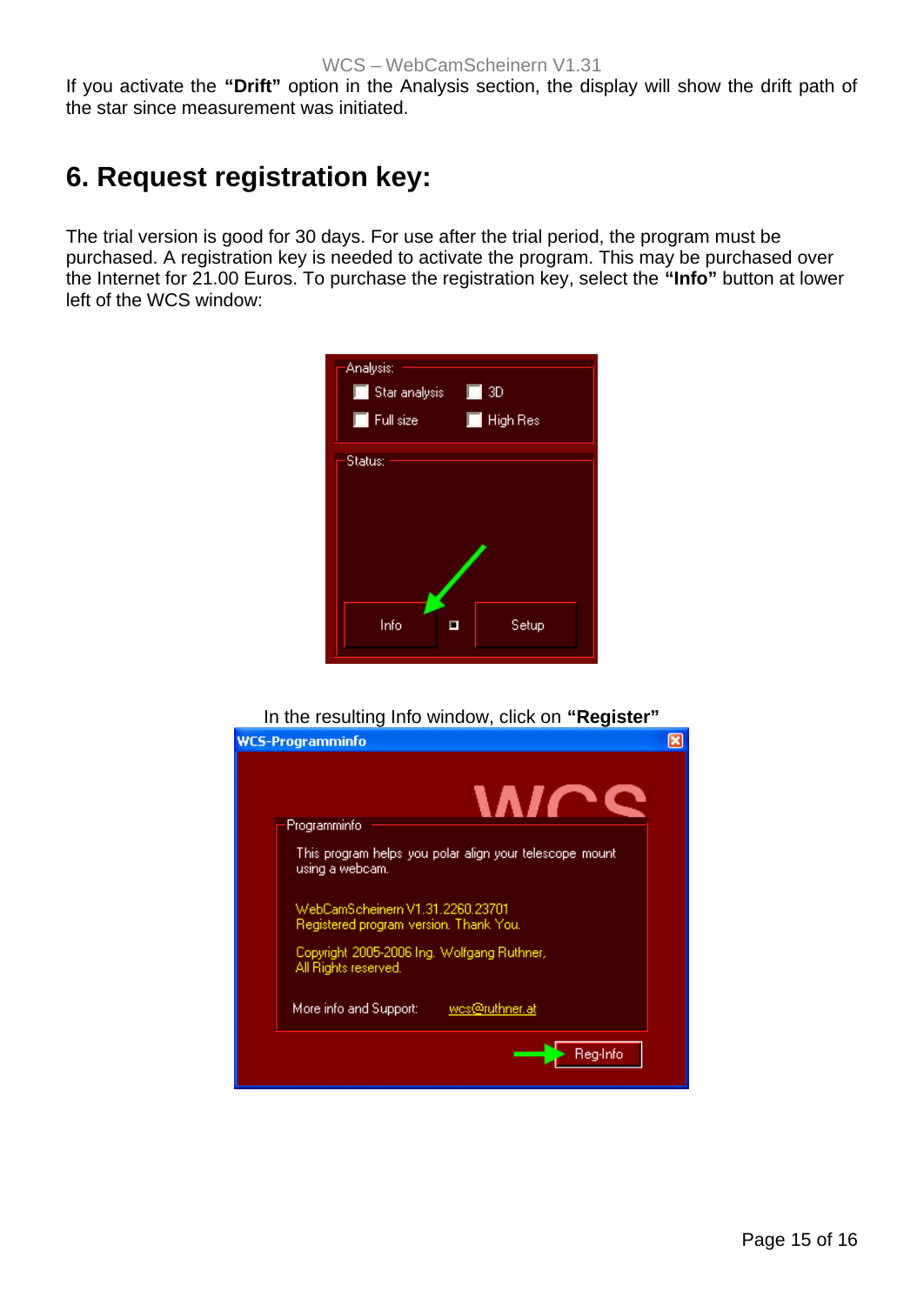If you activate the **"Drift"** option in the Analysis section, the display will show the drift path of the star since measurement was initiated.

## 6. Request registration key:

The trial version is good for 30 days. For use after the trial period, the program must be purchased. A registration key is needed to activate the program. This may be purchased over the Internet for 21.00 Euros. To purchase the registration key, select the **"Info"** button at lower left of the WCS window:

In the resulting Info window, click on **"Register"**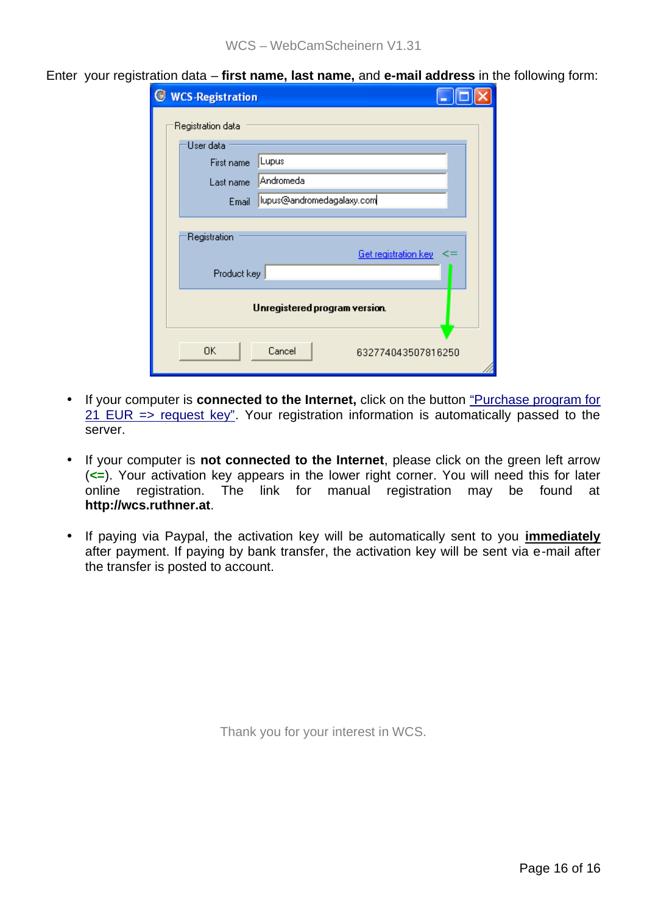Enter your registration data – **first name, last name,** and **e-mail address** in the following form:

- If your computer is **connected to the Internet,** click on the button "Purchase program for 21 EUR => request key". Your registration information is automatically passed to the server.

- If your computer is **not connected to the Internet**, please click on the green left arrow (**<=**). Your activation key appears in the lower right corner. You will need this for later online registration. The link for manual registration may be found at **http://wcs.ruthner.at**.

- If paying via Paypal, the activation key will be automatically sent to you **immediately** after payment. If paying by bank transfer, the activation key will be sent via e-mail after the transfer is posted to account.

Thank you for your interest in WCS.